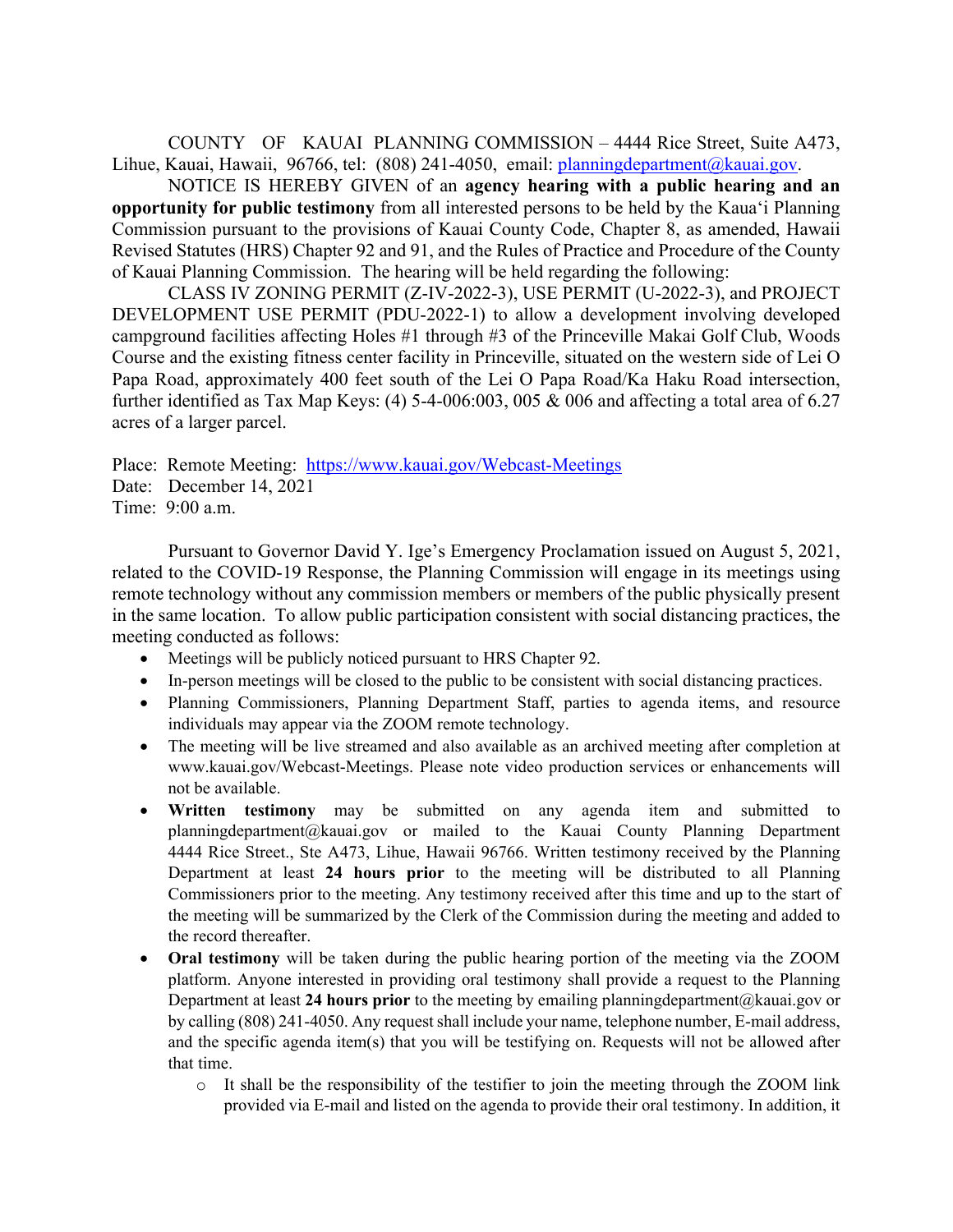COUNTY OF KAUAI PLANNING COMMISSION – 4444 Rice Street, Suite A473, Lihue, Kauai, Hawaii, 96766, tel: (808) 241-4050, email: [planningdepartment@kauai.gov](mailto:planningdepartment@kauai.gov).

NOTICE IS HEREBY GIVEN of an **agency hearing with a public hearing and an opportunity for public testimony** from all interested persons to be held by the Kaua'i Planning Commission pursuant to the provisions of Kauai County Code, Chapter 8, as amended, Hawaii Revised Statutes (HRS) Chapter 92 and 91, and the Rules of Practice and Procedure of the County of Kauai Planning Commission. The hearing will be held regarding the following:

CLASS IV ZONING PERMIT (Z-IV-2022-3), USE PERMIT (U-2022-3), and PROJECT DEVELOPMENT USE PERMIT (PDU-2022-1) to allow a development involving developed campground facilities affecting Holes #1 through #3 of the Princeville Makai Golf Club, Woods Course and the existing fitness center facility in Princeville, situated on the western side of Lei O Papa Road, approximately 400 feet south of the Lei O Papa Road/Ka Haku Road intersection, further identified as Tax Map Keys: (4) 5-4-006:003, 005 & 006 and affecting a total area of 6.27 acres of a larger parcel.

Place: Remote Meeting: [https://www.kauai.gov/Webcast-Meetings](https://www.kauai.gov/Webcast-Meetings)
Date: December 14, 2021
Time: 9:00 a.m.

Pursuant to Governor David Y. Ige's Emergency Proclamation issued on August 5, 2021, related to the COVID-19 Response, the Planning Commission will engage in its meetings using remote technology without any commission members or members of the public physically present in the same location. To allow public participation consistent with social distancing practices, the meeting conducted as follows:

- Meetings will be publicly noticed pursuant to HRS Chapter 92.
- In-person meetings will be closed to the public to be consistent with social distancing practices.
- Planning Commissioners, Planning Department Staff, parties to agenda items, and resource individuals may appear via the ZOOM remote technology.
- The meeting will be live streamed and also available as an archived meeting after completion at www.kauai.gov/Webcast-Meetings. Please note video production services or enhancements will not be available.
- **Written testimony** may be submitted on any agenda item and submitted to planningdepartment@kauai.gov or mailed to the Kauai County Planning Department 4444 Rice Street., Ste A473, Lihue, Hawaii 96766. Written testimony received by the Planning Department at least **24 hours prior** to the meeting will be distributed to all Planning Commissioners prior to the meeting. Any testimony received after this time and up to the start of the meeting will be summarized by the Clerk of the Commission during the meeting and added to the record thereafter.
- **Oral testimony** will be taken during the public hearing portion of the meeting via the ZOOM platform. Anyone interested in providing oral testimony shall provide a request to the Planning Department at least **24 hours prior** to the meeting by emailing planningdepartment@kauai.gov or by calling (808) 241-4050. Any request shall include your name, telephone number, E-mail address, and the specific agenda item(s) that you will be testifying on. Requests will not be allowed after that time.
    - It shall be the responsibility of the testifier to join the meeting through the ZOOM link provided via E-mail and listed on the agenda to provide their oral testimony. In addition, it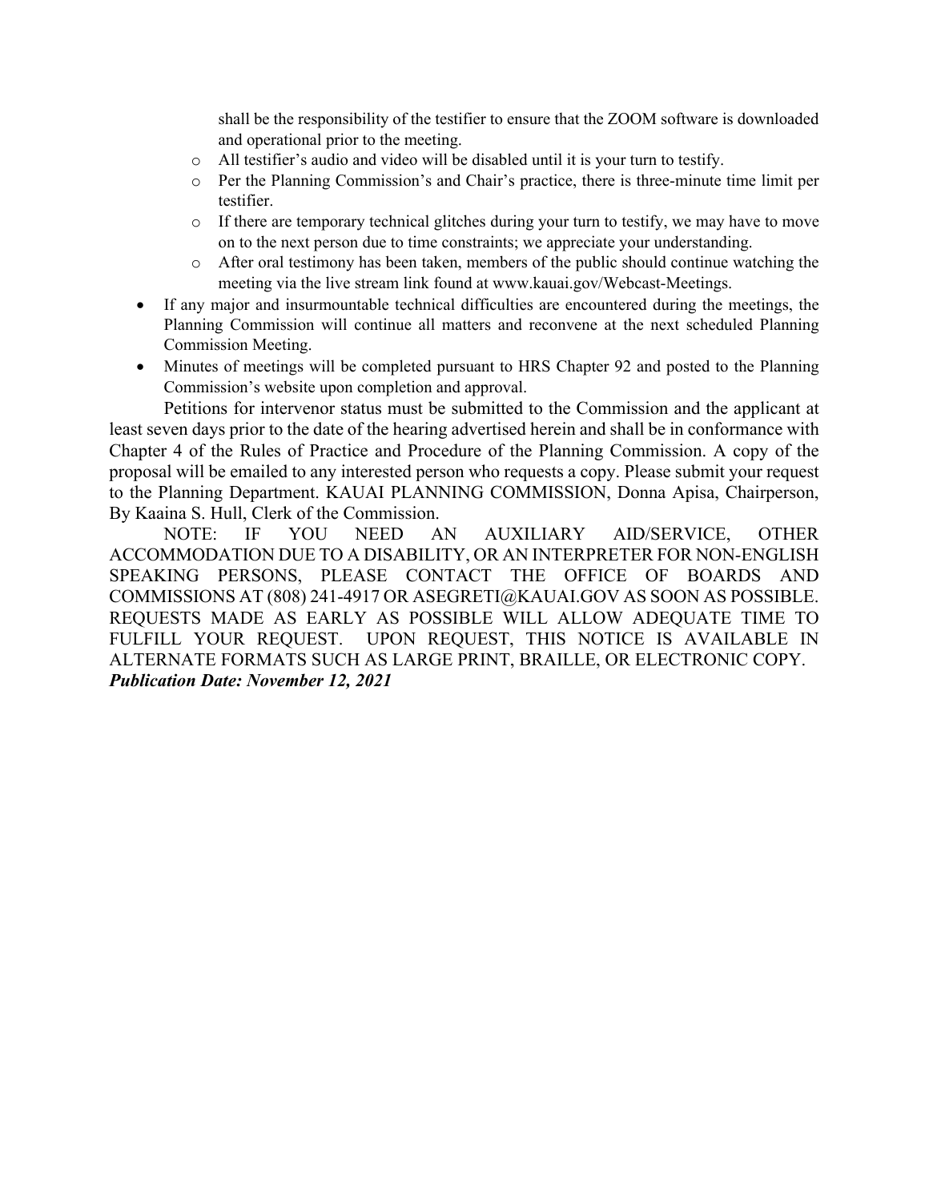shall be the responsibility of the testifier to ensure that the ZOOM software is downloaded and operational prior to the meeting.

  - All testifier's audio and video will be disabled until it is your turn to testify.
  - Per the Planning Commission's and Chair's practice, there is three-minute time limit per testifier.
  - If there are temporary technical glitches during your turn to testify, we may have to move on to the next person due to time constraints; we appreciate your understanding.
  - After oral testimony has been taken, members of the public should continue watching the meeting via the live stream link found at www.kauai.gov/Webcast-Meetings.

- If any major and insurmountable technical difficulties are encountered during the meetings, the Planning Commission will continue all matters and reconvene at the next scheduled Planning Commission Meeting.
- Minutes of meetings will be completed pursuant to HRS Chapter 92 and posted to the Planning Commission's website upon completion and approval.

Petitions for intervenor status must be submitted to the Commission and the applicant at least seven days prior to the date of the hearing advertised herein and shall be in conformance with Chapter 4 of the Rules of Practice and Procedure of the Planning Commission. A copy of the proposal will be emailed to any interested person who requests a copy. Please submit your request to the Planning Department. KAUAI PLANNING COMMISSION, Donna Apisa, Chairperson, By Kaaina S. Hull, Clerk of the Commission.

NOTE: IF YOU NEED AN AUXILIARY AID/SERVICE, OTHER ACCOMMODATION DUE TO A DISABILITY, OR AN INTERPRETER FOR NON-ENGLISH SPEAKING PERSONS, PLEASE CONTACT THE OFFICE OF BOARDS AND COMMISSIONS AT (808) 241-4917 OR ASEGRETI@KAUAI.GOV AS SOON AS POSSIBLE. REQUESTS MADE AS EARLY AS POSSIBLE WILL ALLOW ADEQUATE TIME TO FULFILL YOUR REQUEST. UPON REQUEST, THIS NOTICE IS AVAILABLE IN ALTERNATE FORMATS SUCH AS LARGE PRINT, BRAILLE, OR ELECTRONIC COPY.

***Publication Date: November 12, 2021***